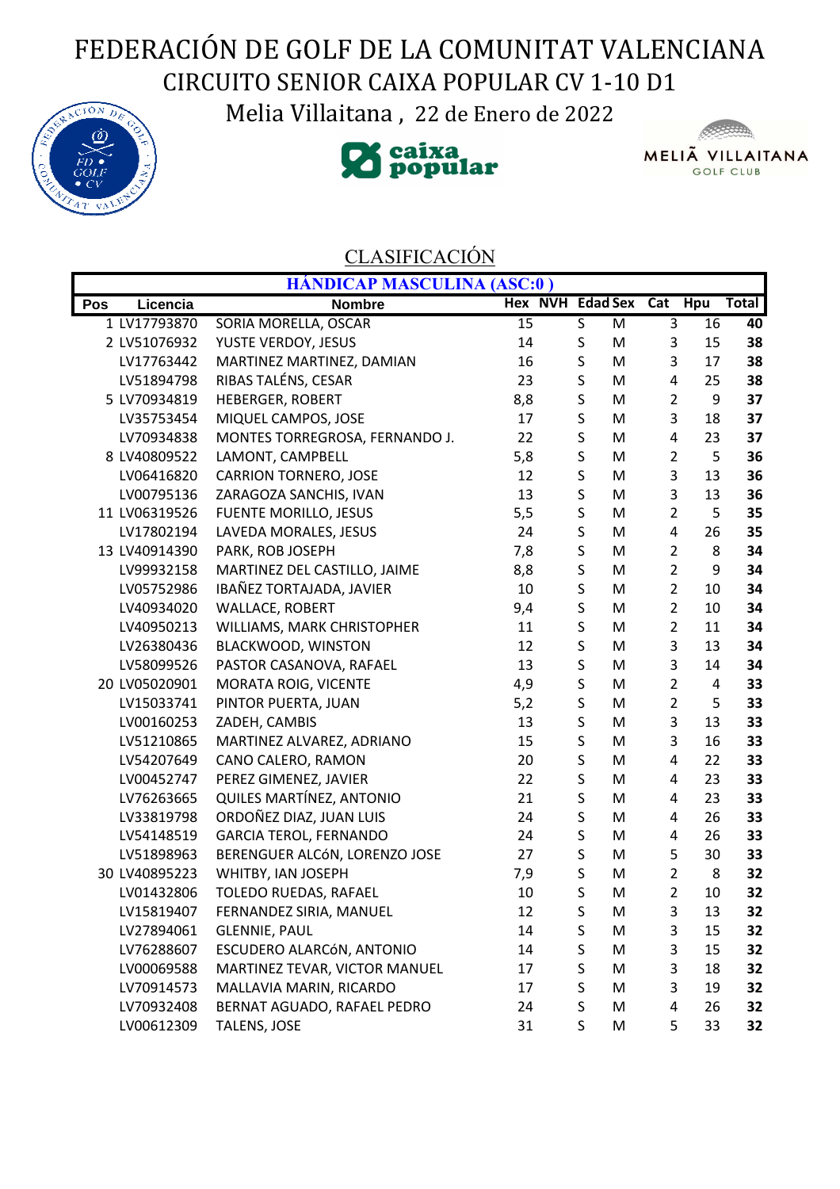# FEDERACIÓN DE GOLF DE LA COMUNITAT VALENCIANA

## CIRCUITO SENIOR CAIXA POPULAR CV 1-10 D1

Melia Villaitana , 22 de Enero de 2022

### CLASIFICACIÓN

**HÁNDICAP MASCULINA (ASC:0 )**

| Pos | Licencia | Nombre | Hex | NVH | Edad | Sex | Cat | Hpu | Total |
|---|---|---|---|---|---|---|---|---|---|
| 1 | LV17793870 | SORIA MORELLA, OSCAR | 15 | | S | M | 3 | 16 | **40** |
| 2 | LV51076932 | YUSTE VERDOY, JESUS | 14 | | S | M | 3 | 15 | **38** |
| | LV17763442 | MARTINEZ MARTINEZ, DAMIAN | 16 | | S | M | 3 | 17 | **38** |
| | LV51894798 | RIBAS TALÉNS, CESAR | 23 | | S | M | 4 | 25 | **38** |
| 5 | LV70934819 | HEBERGER, ROBERT | 8,8 | | S | M | 2 | 9 | **37** |
| | LV35753454 | MIQUEL CAMPOS, JOSE | 17 | | S | M | 3 | 18 | **37** |
| | LV70934838 | MONTES TORREGROSA, FERNANDO J. | 22 | | S | M | 4 | 23 | **37** |
| 8 | LV40809522 | LAMONT, CAMPBELL | 5,8 | | S | M | 2 | 5 | **36** |
| | LV06416820 | CARRION TORNERO, JOSE | 12 | | S | M | 3 | 13 | **36** |
| | LV00795136 | ZARAGOZA SANCHIS, IVAN | 13 | | S | M | 3 | 13 | **36** |
| 11 | LV06319526 | FUENTE MORILLO, JESUS | 5,5 | | S | M | 2 | 5 | **35** |
| | LV17802194 | LAVEDA MORALES, JESUS | 24 | | S | M | 4 | 26 | **35** |
| 13 | LV40914390 | PARK, ROB JOSEPH | 7,8 | | S | M | 2 | 8 | **34** |
| | LV99932158 | MARTINEZ DEL CASTILLO, JAIME | 8,8 | | S | M | 2 | 9 | **34** |
| | LV05752986 | IBAÑEZ TORTAJADA, JAVIER | 10 | | S | M | 2 | 10 | **34** |
| | LV40934020 | WALLACE, ROBERT | 9,4 | | S | M | 2 | 10 | **34** |
| | LV40950213 | WILLIAMS, MARK CHRISTOPHER | 11 | | S | M | 2 | 11 | **34** |
| | LV26380436 | BLACKWOOD, WINSTON | 12 | | S | M | 3 | 13 | **34** |
| | LV58099526 | PASTOR CASANOVA, RAFAEL | 13 | | S | M | 3 | 14 | **34** |
| 20 | LV05020901 | MORATA ROIG, VICENTE | 4,9 | | S | M | 2 | 4 | **33** |
| | LV15033741 | PINTOR PUERTA, JUAN | 5,2 | | S | M | 2 | 5 | **33** |
| | LV00160253 | ZADEH, CAMBIS | 13 | | S | M | 3 | 13 | **33** |
| | LV51210865 | MARTINEZ ALVAREZ, ADRIANO | 15 | | S | M | 3 | 16 | **33** |
| | LV54207649 | CANO CALERO, RAMON | 20 | | S | M | 4 | 22 | **33** |
| | LV00452747 | PEREZ GIMENEZ, JAVIER | 22 | | S | M | 4 | 23 | **33** |
| | LV76263665 | QUILES MARTÍNEZ, ANTONIO | 21 | | S | M | 4 | 23 | **33** |
| | LV33819798 | ORDOÑEZ DIAZ, JUAN LUIS | 24 | | S | M | 4 | 26 | **33** |
| | LV54148519 | GARCIA TEROL, FERNANDO | 24 | | S | M | 4 | 26 | **33** |
| | LV51898963 | BERENGUER ALCóN, LORENZO JOSE | 27 | | S | M | 5 | 30 | **33** |
| 30 | LV40895223 | WHITBY, IAN JOSEPH | 7,9 | | S | M | 2 | 8 | **32** |
| | LV01432806 | TOLEDO RUEDAS, RAFAEL | 10 | | S | M | 2 | 10 | **32** |
| | LV15819407 | FERNANDEZ SIRIA, MANUEL | 12 | | S | M | 3 | 13 | **32** |
| | LV27894061 | GLENNIE, PAUL | 14 | | S | M | 3 | 15 | **32** |
| | LV76288607 | ESCUDERO ALARCóN, ANTONIO | 14 | | S | M | 3 | 15 | **32** |
| | LV00069588 | MARTINEZ TEVAR, VICTOR MANUEL | 17 | | S | M | 3 | 18 | **32** |
| | LV70914573 | MALLAVIA MARIN, RICARDO | 17 | | S | M | 3 | 19 | **32** |
| | LV70932408 | BERNAT AGUADO, RAFAEL PEDRO | 24 | | S | M | 4 | 26 | **32** |
| | LV00612309 | TALENS, JOSE | 31 | | S | M | 5 | 33 | **32** |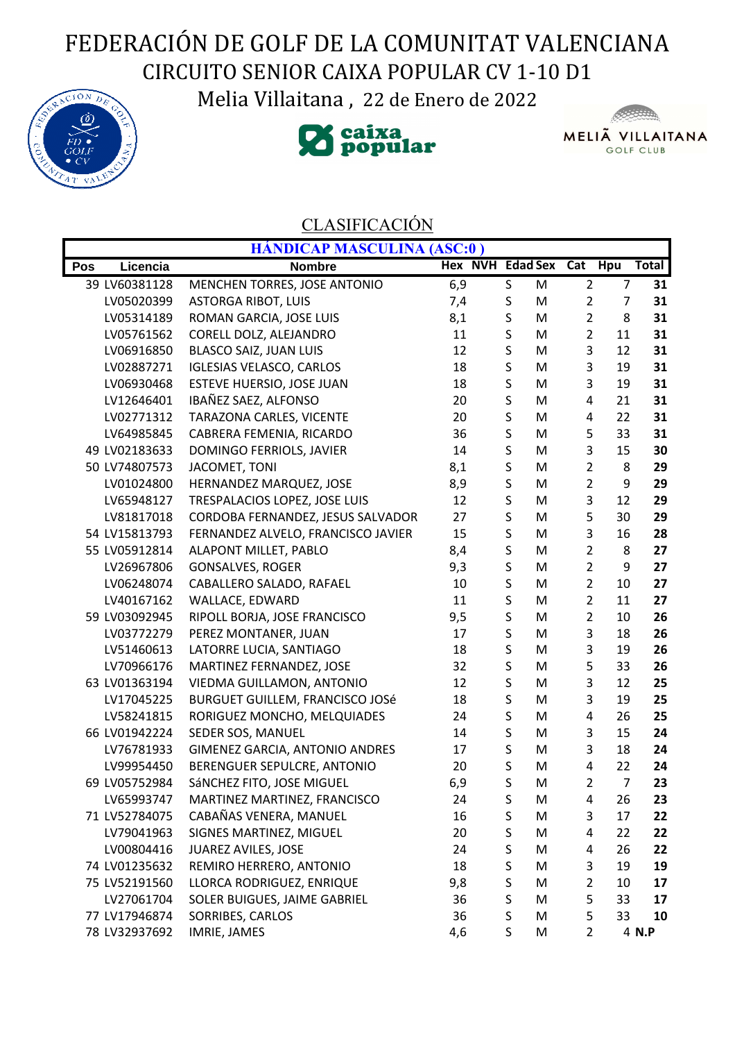# FEDERACIÓN DE GOLF DE LA COMUNITAT VALENCIANA

## CIRCUITO SENIOR CAIXA POPULAR CV 1-10 D1

Melia Villaitana , 22 de Enero de 2022

### CLASIFICACIÓN

| HÁNDICAP MASCULINA (ASC:0 ) | | | | | | | | | | |
|---|---|---|---|---|---|---|---|---|---|---|
| Pos | Licencia | Nombre | Hex | NVH | Edad | Sex | Cat | Hpu | Total |
| 39 | LV60381128 | MENCHEN TORRES, JOSE ANTONIO | 6,9 | | S | M | 2 | 7 | **31** |
| | LV05020399 | ASTORGA RIBOT, LUIS | 7,4 | | S | M | 2 | 7 | **31** |
| | LV05314189 | ROMAN GARCIA, JOSE LUIS | 8,1 | | S | M | 2 | 8 | **31** |
| | LV05761562 | CORELL DOLZ, ALEJANDRO | 11 | | S | M | 2 | 11 | **31** |
| | LV06916850 | BLASCO SAIZ, JUAN LUIS | 12 | | S | M | 3 | 12 | **31** |
| | LV02887271 | IGLESIAS VELASCO, CARLOS | 18 | | S | M | 3 | 19 | **31** |
| | LV06930468 | ESTEVE HUERSIO, JOSE JUAN | 18 | | S | M | 3 | 19 | **31** |
| | LV12646401 | IBAÑEZ SAEZ, ALFONSO | 20 | | S | M | 4 | 21 | **31** |
| | LV02771312 | TARAZONA CARLES, VICENTE | 20 | | S | M | 4 | 22 | **31** |
| | LV64985845 | CABRERA FEMENIA, RICARDO | 36 | | S | M | 5 | 33 | **31** |
| 49 | LV02183633 | DOMINGO FERRIOLS, JAVIER | 14 | | S | M | 3 | 15 | **30** |
| 50 | LV74807573 | JACOMET, TONI | 8,1 | | S | M | 2 | 8 | **29** |
| | LV01024800 | HERNANDEZ MARQUEZ, JOSE | 8,9 | | S | M | 2 | 9 | **29** |
| | LV65948127 | TRESPALACIOS LOPEZ, JOSE LUIS | 12 | | S | M | 3 | 12 | **29** |
| | LV81817018 | CORDOBA FERNANDEZ, JESUS SALVADOR | 27 | | S | M | 5 | 30 | **29** |
| 54 | LV15813793 | FERNANDEZ ALVELO, FRANCISCO JAVIER | 15 | | S | M | 3 | 16 | **28** |
| 55 | LV05912814 | ALAPONT MILLET, PABLO | 8,4 | | S | M | 2 | 8 | **27** |
| | LV26967806 | GONSALVES, ROGER | 9,3 | | S | M | 2 | 9 | **27** |
| | LV06248074 | CABALLERO SALADO, RAFAEL | 10 | | S | M | 2 | 10 | **27** |
| | LV40167162 | WALLACE, EDWARD | 11 | | S | M | 2 | 11 | **27** |
| 59 | LV03092945 | RIPOLL BORJA, JOSE FRANCISCO | 9,5 | | S | M | 2 | 10 | **26** |
| | LV03772279 | PEREZ MONTANER, JUAN | 17 | | S | M | 3 | 18 | **26** |
| | LV51460613 | LATORRE LUCIA, SANTIAGO | 18 | | S | M | 3 | 19 | **26** |
| | LV70966176 | MARTINEZ FERNANDEZ, JOSE | 32 | | S | M | 5 | 33 | **26** |
| 63 | LV01363194 | VIEDMA GUILLAMON, ANTONIO | 12 | | S | M | 3 | 12 | **25** |
| | LV17045225 | BURGUET GUILLEM, FRANCISCO JOSé | 18 | | S | M | 3 | 19 | **25** |
| | LV58241815 | RORIGUEZ MONCHO, MELQUIADES | 24 | | S | M | 4 | 26 | **25** |
| 66 | LV01942224 | SEDER SOS, MANUEL | 14 | | S | M | 3 | 15 | **24** |
| | LV76781933 | GIMENEZ GARCIA, ANTONIO ANDRES | 17 | | S | M | 3 | 18 | **24** |
| | LV99954450 | BERENGUER SEPULCRE, ANTONIO | 20 | | S | M | 4 | 22 | **24** |
| 69 | LV05752984 | SáNCHEZ FITO, JOSE MIGUEL | 6,9 | | S | M | 2 | 7 | **23** |
| | LV65993747 | MARTINEZ MARTINEZ, FRANCISCO | 24 | | S | M | 4 | 26 | **23** |
| 71 | LV52784075 | CABAÑAS VENERA, MANUEL | 16 | | S | M | 3 | 17 | **22** |
| | LV79041963 | SIGNES MARTINEZ, MIGUEL | 20 | | S | M | 4 | 22 | **22** |
| | LV00804416 | JUAREZ AVILES, JOSE | 24 | | S | M | 4 | 26 | **22** |
| 74 | LV01235632 | REMIRO HERRERO, ANTONIO | 18 | | S | M | 3 | 19 | **19** |
| 75 | LV52191560 | LLORCA RODRIGUEZ, ENRIQUE | 9,8 | | S | M | 2 | 10 | **17** |
| | LV27061704 | SOLER BUIGUES, JAIME GABRIEL | 36 | | S | M | 5 | 33 | **17** |
| 77 | LV17946874 | SORRIBES, CARLOS | 36 | | S | M | 5 | 33 | **10** |
| 78 | LV32937692 | IMRIE, JAMES | 4,6 | | S | M | 2 | 4 | **N.P** |